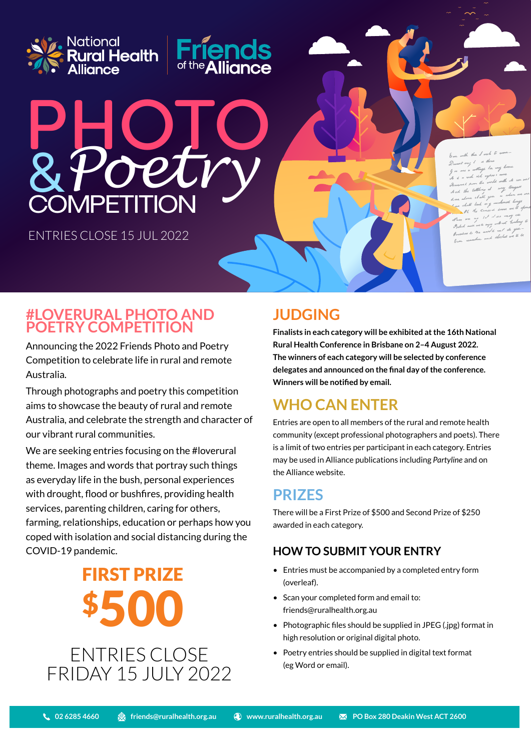National Rural Health Alliance | Friends of the Alliance

# PHOTO & Poetry COMPETITION

ENTRIES CLOSE 15 JUL 2022

## #LOVERURAL PHOTO AND POETRY COMPETITION

Announcing the 2022 Friends Photo and Poetry Competition to celebrate life in rural and remote Australia.

Through photographs and poetry this competition aims to showcase the beauty of rural and remote Australia, and celebrate the strength and character of our vibrant rural communities.

We are seeking entries focusing on the #loverural theme. Images and words that portray such things as everyday life in the bush, personal experiences with drought, flood or bushfires, providing health services, parenting children, caring for others, farming, relationships, education or perhaps how you coped with isolation and social distancing during the COVID-19 pandemic.

**FIRST PRIZE**

**$500**

ENTRIES CLOSE FRIDAY 15 JULY 2022

## JUDGING

**Finalists in each category will be exhibited at the 16th National Rural Health Conference in Brisbane on 2–4 August 2022. The winners of each category will be selected by conference delegates and announced on the final day of the conference. Winners will be notified by email.**

## WHO CAN ENTER

Entries are open to all members of the rural and remote health community (except professional photographers and poets). There is a limit of two entries per participant in each category. Entries may be used in Alliance publications including *Partyline* and on the Alliance website.

## PRIZES

There will be a First Prize of $500 and Second Prize of $250 awarded in each category.

### HOW TO SUBMIT YOUR ENTRY

- Entries must be accompanied by a completed entry form (overleaf).
- Scan your completed form and email to: friends@ruralhealth.org.au
- Photographic files should be supplied in JPEG (.jpg) format in high resolution or original digital photo.
- Poetry entries should be supplied in digital text format (eg Word or email).

02 6285 4660 | friends@ruralhealth.org.au | www.ruralhealth.org.au | PO Box 280 Deakin West ACT 2600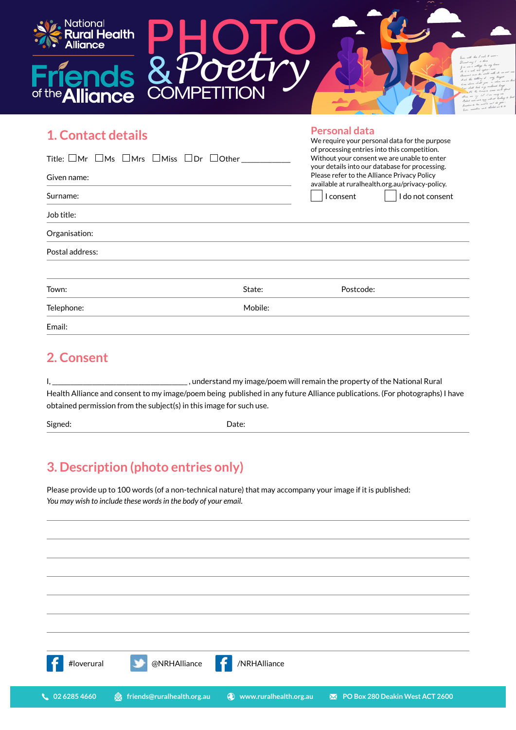National Rural Health Alliance

Friends of the Alliance

# PHOTO & Poetry COMPETITION

## 1. Contact details

Title: ☐Mr ☐Ms ☐Mrs ☐Miss ☐Dr ☐Other ____________

Given name:

Surname:

Job title:

Organisation:

Postal address:

Town: State: Postcode:

Telephone: Mobile:

Email:

## Personal data

We require your personal data for the purpose of processing entries into this competition. Without your consent we are unable to enter your details into our database for processing. Please refer to the Alliance Privacy Policy available at ruralhealth.org.au/privacy-policy.

☐ I consent ☐ I do not consent

## 2. Consent

I, _________________________________ , understand my image/poem will remain the property of the National Rural Health Alliance and consent to my image/poem being published in any future Alliance publications. (For photographs) I have obtained permission from the subject(s) in this image for such use.

Signed: Date:

## 3. Description (photo entries only)

Please provide up to 100 words (of a non-technical nature) that may accompany your image if it is published:
*You may wish to include these words in the body of your email.*

#loverural @NRHAlliance /NRHAlliance

02 6285 4660 friends@ruralhealth.org.au www.ruralhealth.org.au PO Box 280 Deakin West ACT 2600